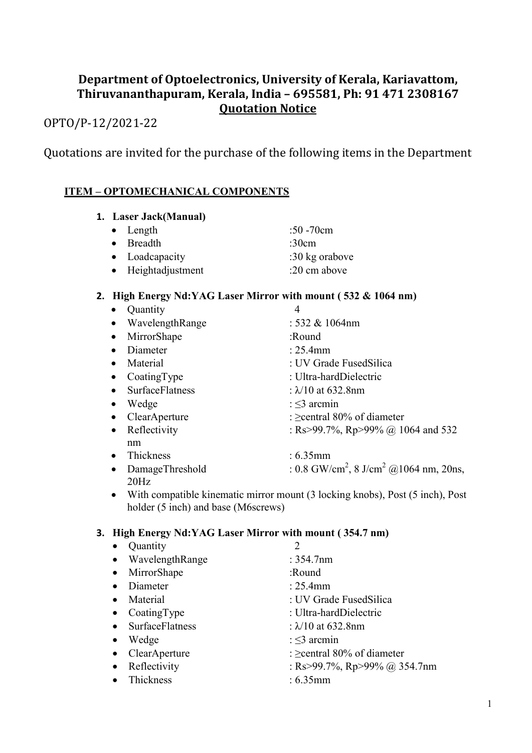# Department of Optoelectronics, University of Kerala, Kariavattom, Thiruvananthapuram, Kerala, India – 695581, Ph: 91 471 2308167

## Quotation Notice

OPTO/P-12/2021-22

Quotations are invited for the purchase of the following items in the Department

### ITEM – OPTOMECHANICAL COMPONENTS

1. **Laser Jack(Manual)**
   - Length :50 -70cm
   - Breadth :30cm
   - Loadcapacity :30 kg orabove
   - Heightadjustment :20 cm above

2. **High Energy Nd:YAG Laser Mirror with mount ( 532 & 1064 nm)**
   - Quantity 4
   - WavelengthRange : 532 & 1064nm
   - MirrorShape :Round
   - Diameter : 25.4mm
   - Material : UV Grade FusedSilica
   - CoatingType : Ultra-hardDielectric
   - SurfaceFlatness : λ/10 at 632.8nm
   - Wedge : ≤3 arcmin
   - ClearAperture : ≥central 80% of diameter
   - Reflectivity : Rs>99.7%, Rp>99% @ 1064 and 532 nm
   - Thickness : 6.35mm
   - DamageThreshold : 0.8 GW/cm$^2$, 8 J/cm$^2$ @1064 nm, 20ns, 20Hz
   - With compatible kinematic mirror mount (3 locking knobs), Post (5 inch), Post holder (5 inch) and base (M6screws)

3. **High Energy Nd:YAG Laser Mirror with mount ( 354.7 nm)**
   - Quantity 2
   - WavelengthRange : 354.7nm
   - MirrorShape :Round
   - Diameter : 25.4mm
   - Material : UV Grade FusedSilica
   - CoatingType : Ultra-hardDielectric
   - SurfaceFlatness : λ/10 at 632.8nm
   - Wedge : ≤3 arcmin
   - ClearAperture : ≥central 80% of diameter
   - Reflectivity : Rs>99.7%, Rp>99% @ 354.7nm
   - Thickness : 6.35mm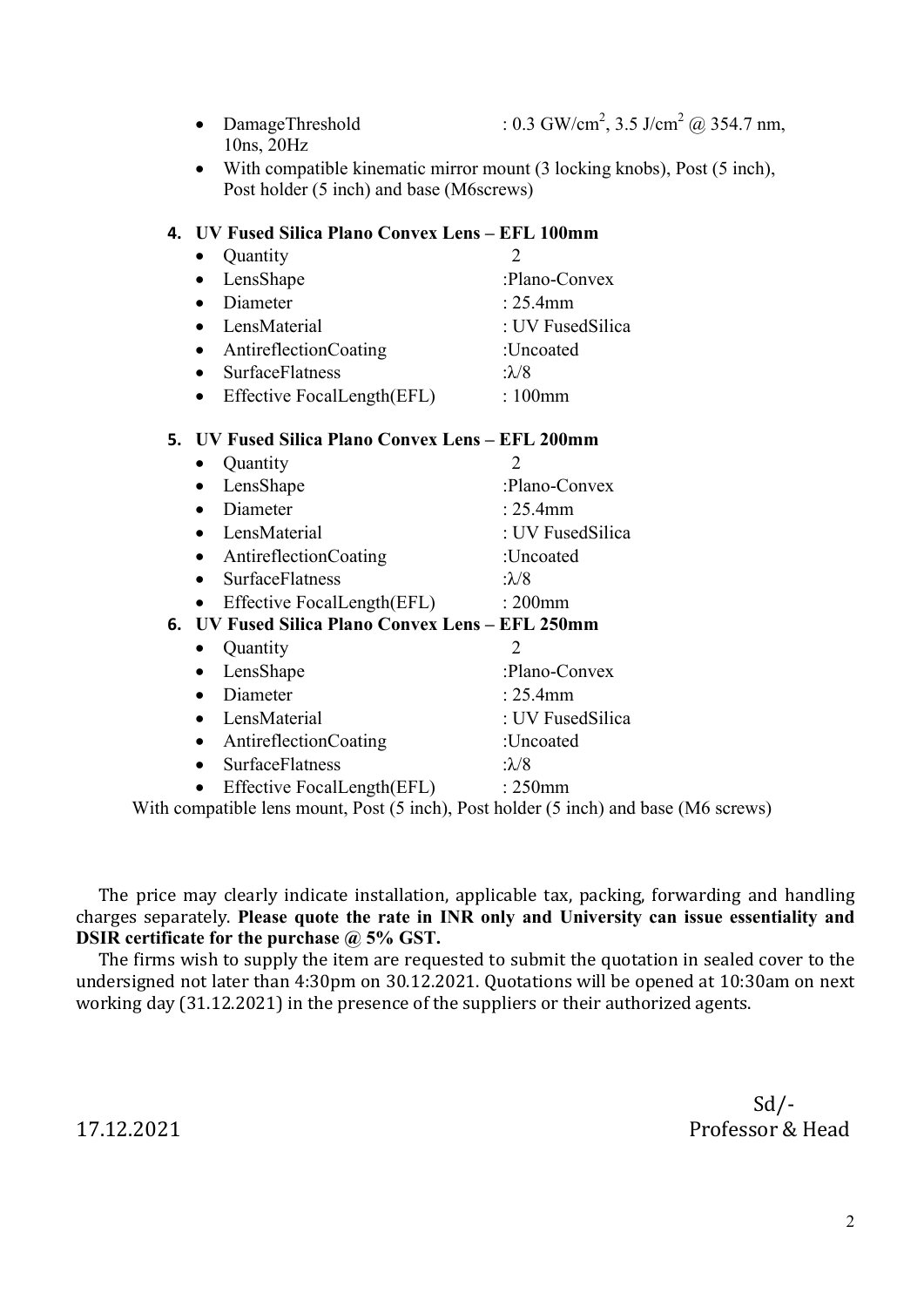- DamageThreshold : 0.3 GW/cm$^2$, 3.5 J/cm$^2$ @ 354.7 nm, 10ns, 20Hz
- With compatible kinematic mirror mount (3 locking knobs), Post (5 inch), Post holder (5 inch) and base (M6screws)

**4. UV Fused Silica Plano Convex Lens – EFL 100mm**

- Quantity 2
- LensShape :Plano-Convex
- Diameter : 25.4mm
- LensMaterial : UV FusedSilica
- AntireflectionCoating :Uncoated
- SurfaceFlatness :λ/8
- Effective FocalLength(EFL) : 100mm

**5. UV Fused Silica Plano Convex Lens – EFL 200mm**

- Quantity 2
- LensShape :Plano-Convex
- Diameter : 25.4mm
- LensMaterial : UV FusedSilica
- AntireflectionCoating :Uncoated
- SurfaceFlatness :λ/8
- Effective FocalLength(EFL) : 200mm

**6. UV Fused Silica Plano Convex Lens – EFL 250mm**

- Quantity 2
- LensShape :Plano-Convex
- Diameter : 25.4mm
- LensMaterial : UV FusedSilica
- AntireflectionCoating :Uncoated
- SurfaceFlatness :λ/8
- Effective FocalLength(EFL) : 250mm

With compatible lens mount, Post (5 inch), Post holder (5 inch) and base (M6 screws)

The price may clearly indicate installation, applicable tax, packing, forwarding and handling charges separately. **Please quote the rate in INR only and University can issue essentiality and DSIR certificate for the purchase @ 5% GST.**

The firms wish to supply the item are requested to submit the quotation in sealed cover to the undersigned not later than 4:30pm on 30.12.2021. Quotations will be opened at 10:30am on next working day (31.12.2021) in the presence of the suppliers or their authorized agents.

17.12.2021

Sd/-
Professor & Head